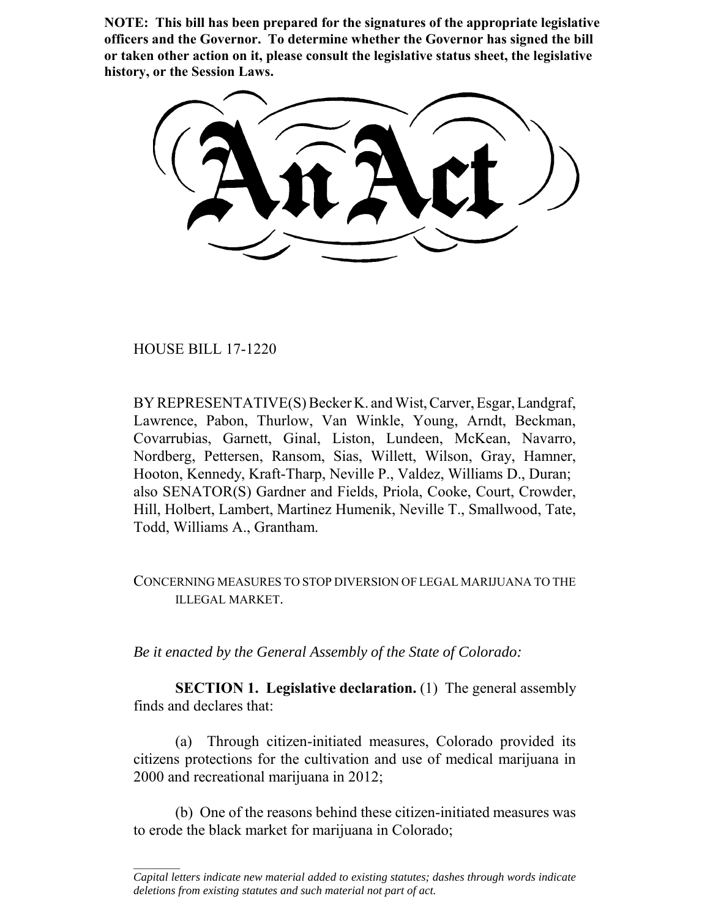**NOTE: This bill has been prepared for the signatures of the appropriate legislative officers and the Governor. To determine whether the Governor has signed the bill or taken other action on it, please consult the legislative status sheet, the legislative history, or the Session Laws.**

# An Act

HOUSE BILL 17-1220

BY REPRESENTATIVE(S) Becker K. and Wist, Carver, Esgar, Landgraf, Lawrence, Pabon, Thurlow, Van Winkle, Young, Arndt, Beckman, Covarrubias, Garnett, Ginal, Liston, Lundeen, McKean, Navarro, Nordberg, Pettersen, Ransom, Sias, Willett, Wilson, Gray, Hamner, Hooton, Kennedy, Kraft-Tharp, Neville P., Valdez, Williams D., Duran; also SENATOR(S) Gardner and Fields, Priola, Cooke, Court, Crowder, Hill, Holbert, Lambert, Martinez Humenik, Neville T., Smallwood, Tate, Todd, Williams A., Grantham.

CONCERNING MEASURES TO STOP DIVERSION OF LEGAL MARIJUANA TO THE ILLEGAL MARKET.

*Be it enacted by the General Assembly of the State of Colorado:*

**SECTION 1. Legislative declaration.** (1) The general assembly finds and declares that:

(a) Through citizen-initiated measures, Colorado provided its citizens protections for the cultivation and use of medical marijuana in 2000 and recreational marijuana in 2012;

(b) One of the reasons behind these citizen-initiated measures was to erode the black market for marijuana in Colorado;

---

*Capital letters indicate new material added to existing statutes; dashes through words indicate deletions from existing statutes and such material not part of act.*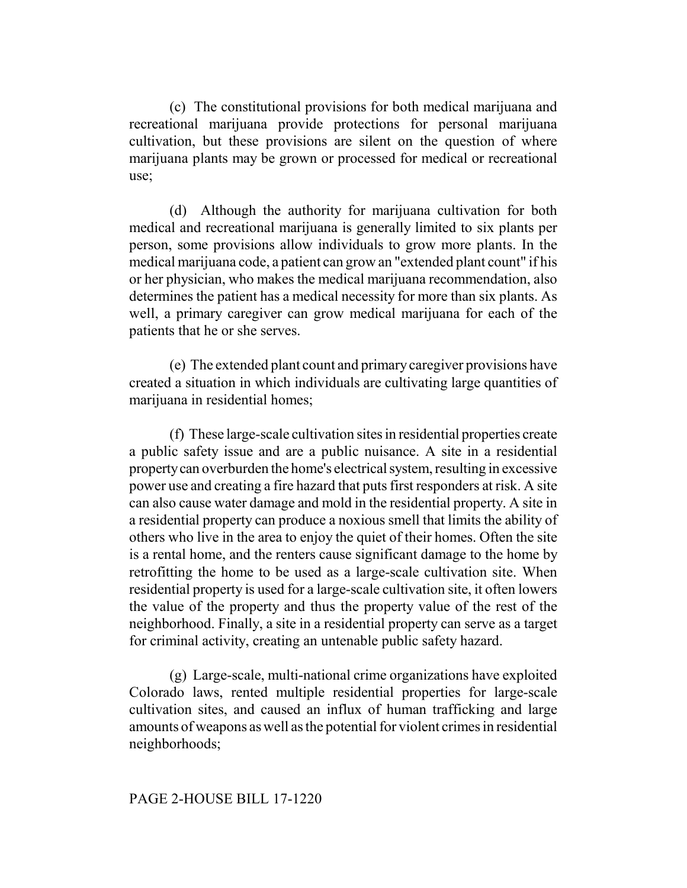(c) The constitutional provisions for both medical marijuana and recreational marijuana provide protections for personal marijuana cultivation, but these provisions are silent on the question of where marijuana plants may be grown or processed for medical or recreational use;

(d) Although the authority for marijuana cultivation for both medical and recreational marijuana is generally limited to six plants per person, some provisions allow individuals to grow more plants. In the medical marijuana code, a patient can grow an "extended plant count" if his or her physician, who makes the medical marijuana recommendation, also determines the patient has a medical necessity for more than six plants. As well, a primary caregiver can grow medical marijuana for each of the patients that he or she serves.

(e) The extended plant count and primary caregiver provisions have created a situation in which individuals are cultivating large quantities of marijuana in residential homes;

(f) These large-scale cultivation sites in residential properties create a public safety issue and are a public nuisance. A site in a residential property can overburden the home's electrical system, resulting in excessive power use and creating a fire hazard that puts first responders at risk. A site can also cause water damage and mold in the residential property. A site in a residential property can produce a noxious smell that limits the ability of others who live in the area to enjoy the quiet of their homes. Often the site is a rental home, and the renters cause significant damage to the home by retrofitting the home to be used as a large-scale cultivation site. When residential property is used for a large-scale cultivation site, it often lowers the value of the property and thus the property value of the rest of the neighborhood. Finally, a site in a residential property can serve as a target for criminal activity, creating an untenable public safety hazard.

(g) Large-scale, multi-national crime organizations have exploited Colorado laws, rented multiple residential properties for large-scale cultivation sites, and caused an influx of human trafficking and large amounts of weapons as well as the potential for violent crimes in residential neighborhoods;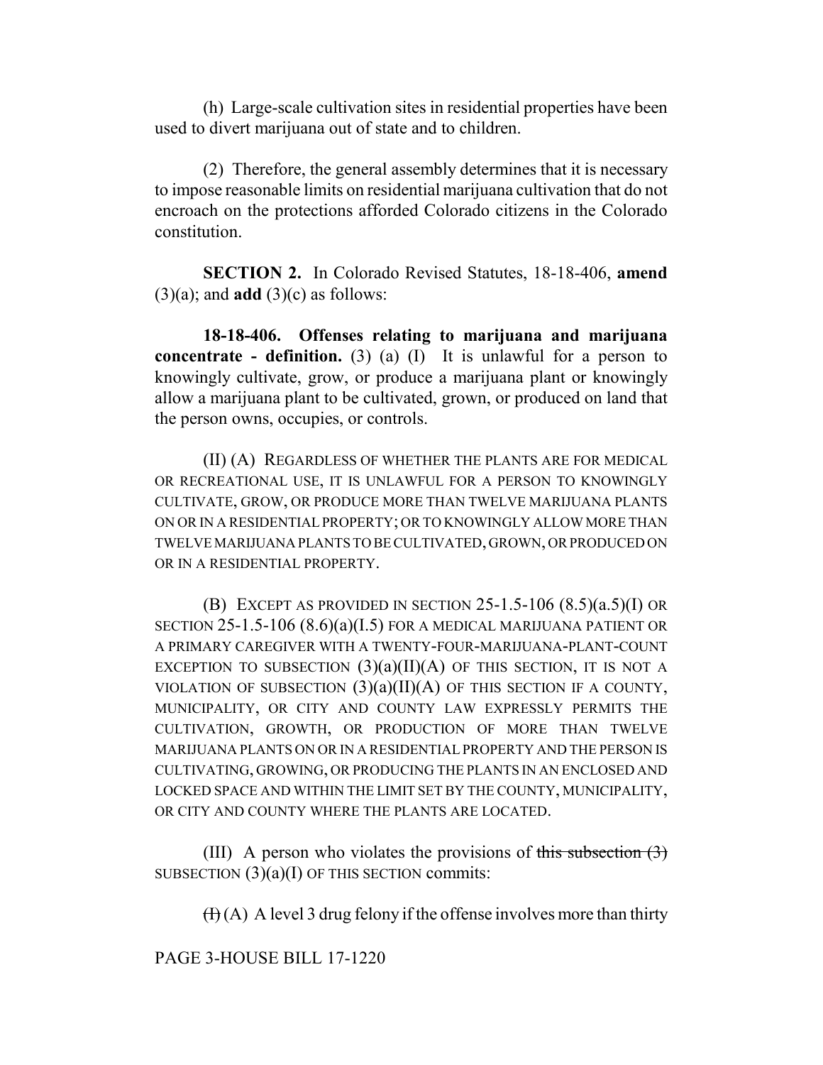(h) Large-scale cultivation sites in residential properties have been used to divert marijuana out of state and to children.

(2) Therefore, the general assembly determines that it is necessary to impose reasonable limits on residential marijuana cultivation that do not encroach on the protections afforded Colorado citizens in the Colorado constitution.

**SECTION 2.** In Colorado Revised Statutes, 18-18-406, **amend** (3)(a); and **add** (3)(c) as follows:

**18-18-406. Offenses relating to marijuana and marijuana concentrate - definition.** (3) (a) (I) It is unlawful for a person to knowingly cultivate, grow, or produce a marijuana plant or knowingly allow a marijuana plant to be cultivated, grown, or produced on land that the person owns, occupies, or controls.

(II) (A) REGARDLESS OF WHETHER THE PLANTS ARE FOR MEDICAL OR RECREATIONAL USE, IT IS UNLAWFUL FOR A PERSON TO KNOWINGLY CULTIVATE, GROW, OR PRODUCE MORE THAN TWELVE MARIJUANA PLANTS ON OR IN A RESIDENTIAL PROPERTY; OR TO KNOWINGLY ALLOW MORE THAN TWELVE MARIJUANA PLANTS TO BE CULTIVATED, GROWN, OR PRODUCED ON OR IN A RESIDENTIAL PROPERTY.

(B) EXCEPT AS PROVIDED IN SECTION 25-1.5-106 (8.5)(a.5)(I) OR SECTION 25-1.5-106 (8.6)(a)(I.5) FOR A MEDICAL MARIJUANA PATIENT OR A PRIMARY CAREGIVER WITH A TWENTY-FOUR-MARIJUANA-PLANT-COUNT EXCEPTION TO SUBSECTION (3)(a)(II)(A) OF THIS SECTION, IT IS NOT A VIOLATION OF SUBSECTION (3)(a)(II)(A) OF THIS SECTION IF A COUNTY, MUNICIPALITY, OR CITY AND COUNTY LAW EXPRESSLY PERMITS THE CULTIVATION, GROWTH, OR PRODUCTION OF MORE THAN TWELVE MARIJUANA PLANTS ON OR IN A RESIDENTIAL PROPERTY AND THE PERSON IS CULTIVATING, GROWING, OR PRODUCING THE PLANTS IN AN ENCLOSED AND LOCKED SPACE AND WITHIN THE LIMIT SET BY THE COUNTY, MUNICIPALITY, OR CITY AND COUNTY WHERE THE PLANTS ARE LOCATED.

(III) A person who violates the provisions of ~~this subsection (3)~~ SUBSECTION (3)(a)(I) OF THIS SECTION commits:

~~(I)~~ (A) A level 3 drug felony if the offense involves more than thirty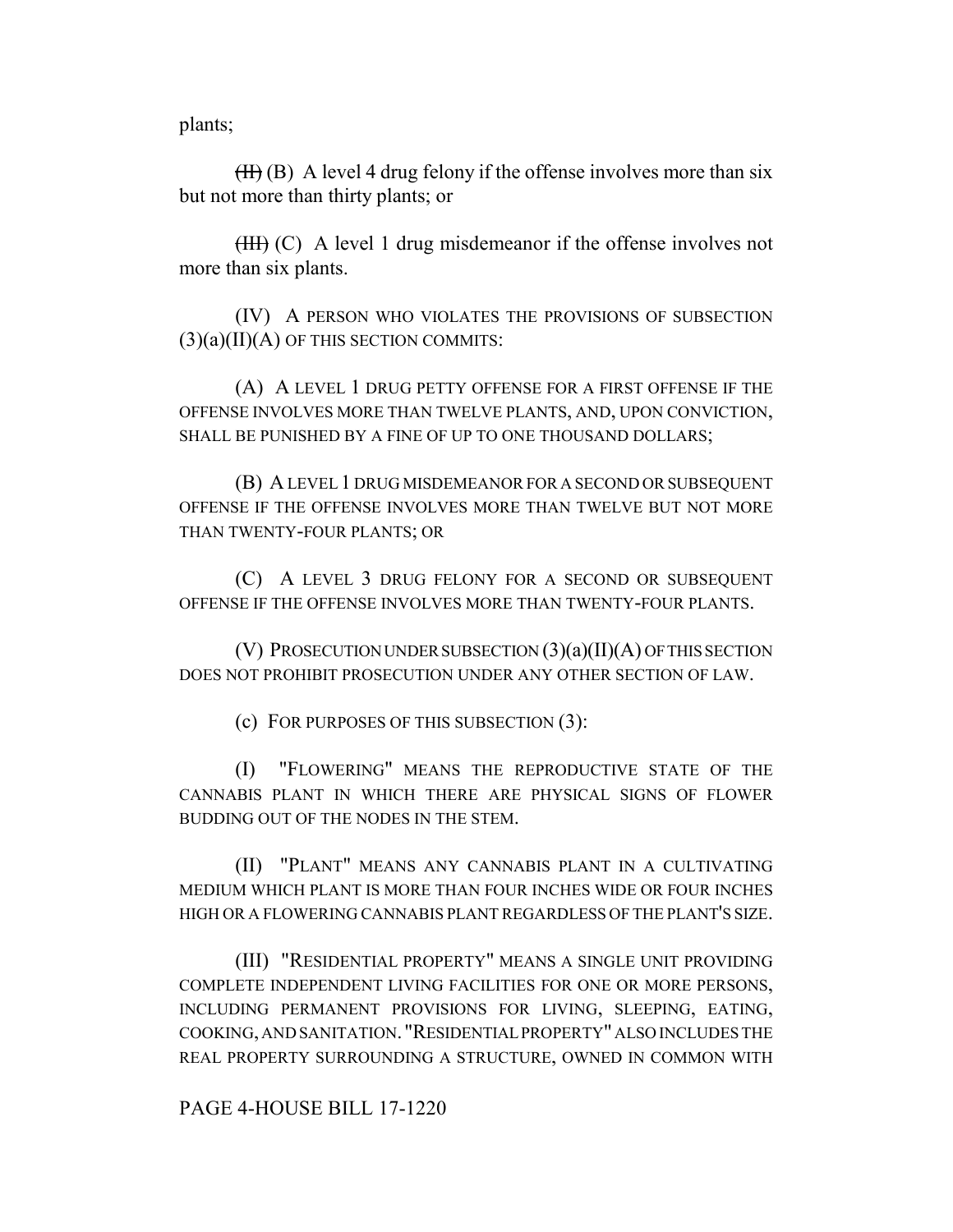plants;

~~(II)~~ (B) A level 4 drug felony if the offense involves more than six but not more than thirty plants; or

~~(III)~~ (C) A level 1 drug misdemeanor if the offense involves not more than six plants.

(IV) A PERSON WHO VIOLATES THE PROVISIONS OF SUBSECTION (3)(a)(II)(A) OF THIS SECTION COMMITS:

(A) A LEVEL 1 DRUG PETTY OFFENSE FOR A FIRST OFFENSE IF THE OFFENSE INVOLVES MORE THAN TWELVE PLANTS, AND, UPON CONVICTION, SHALL BE PUNISHED BY A FINE OF UP TO ONE THOUSAND DOLLARS;

(B) A LEVEL 1 DRUG MISDEMEANOR FOR A SECOND OR SUBSEQUENT OFFENSE IF THE OFFENSE INVOLVES MORE THAN TWELVE BUT NOT MORE THAN TWENTY-FOUR PLANTS; OR

(C) A LEVEL 3 DRUG FELONY FOR A SECOND OR SUBSEQUENT OFFENSE IF THE OFFENSE INVOLVES MORE THAN TWENTY-FOUR PLANTS.

(V) PROSECUTION UNDER SUBSECTION (3)(a)(II)(A) OF THIS SECTION DOES NOT PROHIBIT PROSECUTION UNDER ANY OTHER SECTION OF LAW.

(c) FOR PURPOSES OF THIS SUBSECTION (3):

(I) "FLOWERING" MEANS THE REPRODUCTIVE STATE OF THE CANNABIS PLANT IN WHICH THERE ARE PHYSICAL SIGNS OF FLOWER BUDDING OUT OF THE NODES IN THE STEM.

(II) "PLANT" MEANS ANY CANNABIS PLANT IN A CULTIVATING MEDIUM WHICH PLANT IS MORE THAN FOUR INCHES WIDE OR FOUR INCHES HIGH OR A FLOWERING CANNABIS PLANT REGARDLESS OF THE PLANT'S SIZE.

(III) "RESIDENTIAL PROPERTY" MEANS A SINGLE UNIT PROVIDING COMPLETE INDEPENDENT LIVING FACILITIES FOR ONE OR MORE PERSONS, INCLUDING PERMANENT PROVISIONS FOR LIVING, SLEEPING, EATING, COOKING, AND SANITATION. "RESIDENTIAL PROPERTY" ALSO INCLUDES THE REAL PROPERTY SURROUNDING A STRUCTURE, OWNED IN COMMON WITH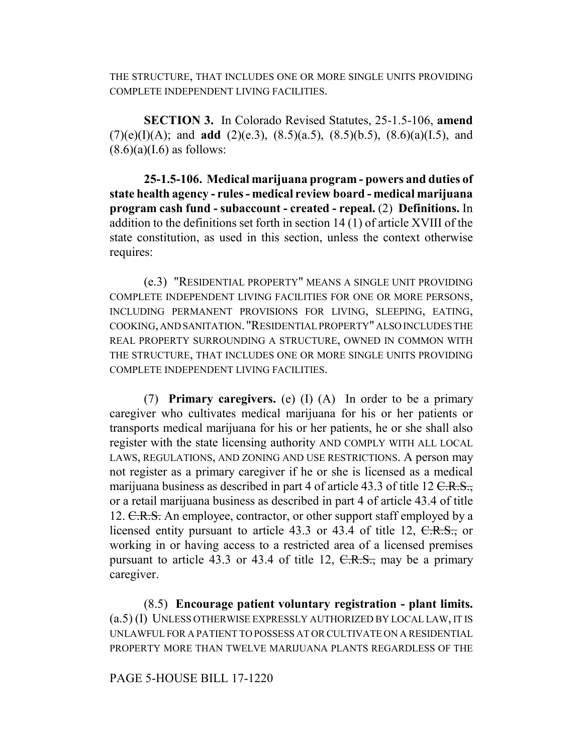THE STRUCTURE, THAT INCLUDES ONE OR MORE SINGLE UNITS PROVIDING COMPLETE INDEPENDENT LIVING FACILITIES.

**SECTION 3.** In Colorado Revised Statutes, 25-1.5-106, **amend** (7)(e)(I)(A); and **add** (2)(e.3), (8.5)(a.5), (8.5)(b.5), (8.6)(a)(I.5), and (8.6)(a)(I.6) as follows:

**25-1.5-106. Medical marijuana program - powers and duties of state health agency - rules - medical review board - medical marijuana program cash fund - subaccount - created - repeal.** (2) **Definitions.** In addition to the definitions set forth in section 14 (1) of article XVIII of the state constitution, as used in this section, unless the context otherwise requires:

(e.3) "RESIDENTIAL PROPERTY" MEANS A SINGLE UNIT PROVIDING COMPLETE INDEPENDENT LIVING FACILITIES FOR ONE OR MORE PERSONS, INCLUDING PERMANENT PROVISIONS FOR LIVING, SLEEPING, EATING, COOKING, AND SANITATION. "RESIDENTIAL PROPERTY" ALSO INCLUDES THE REAL PROPERTY SURROUNDING A STRUCTURE, OWNED IN COMMON WITH THE STRUCTURE, THAT INCLUDES ONE OR MORE SINGLE UNITS PROVIDING COMPLETE INDEPENDENT LIVING FACILITIES.

(7) **Primary caregivers.** (e) (I) (A) In order to be a primary caregiver who cultivates medical marijuana for his or her patients or transports medical marijuana for his or her patients, he or she shall also register with the state licensing authority AND COMPLY WITH ALL LOCAL LAWS, REGULATIONS, AND ZONING AND USE RESTRICTIONS. A person may not register as a primary caregiver if he or she is licensed as a medical marijuana business as described in part 4 of article 43.3 of title 12 ~~C.R.S.,~~ or a retail marijuana business as described in part 4 of article 43.4 of title 12. ~~C.R.S.~~ An employee, contractor, or other support staff employed by a licensed entity pursuant to article 43.3 or 43.4 of title 12, ~~C.R.S.,~~ or working in or having access to a restricted area of a licensed premises pursuant to article 43.3 or 43.4 of title 12, ~~C.R.S.,~~ may be a primary caregiver.

(8.5) **Encourage patient voluntary registration - plant limits.** (a.5) (I) UNLESS OTHERWISE EXPRESSLY AUTHORIZED BY LOCAL LAW, IT IS UNLAWFUL FOR A PATIENT TO POSSESS AT OR CULTIVATE ON A RESIDENTIAL PROPERTY MORE THAN TWELVE MARIJUANA PLANTS REGARDLESS OF THE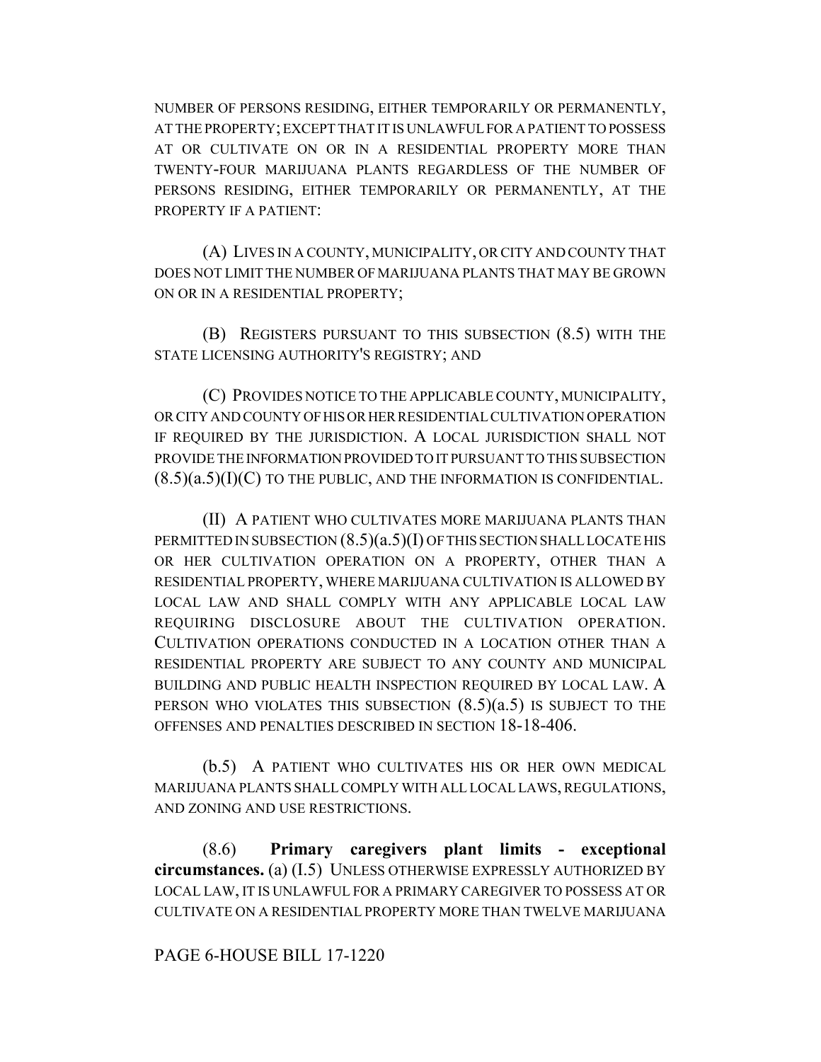NUMBER OF PERSONS RESIDING, EITHER TEMPORARILY OR PERMANENTLY, AT THE PROPERTY; EXCEPT THAT IT IS UNLAWFUL FOR A PATIENT TO POSSESS AT OR CULTIVATE ON OR IN A RESIDENTIAL PROPERTY MORE THAN TWENTY-FOUR MARIJUANA PLANTS REGARDLESS OF THE NUMBER OF PERSONS RESIDING, EITHER TEMPORARILY OR PERMANENTLY, AT THE PROPERTY IF A PATIENT:

(A) LIVES IN A COUNTY, MUNICIPALITY, OR CITY AND COUNTY THAT DOES NOT LIMIT THE NUMBER OF MARIJUANA PLANTS THAT MAY BE GROWN ON OR IN A RESIDENTIAL PROPERTY;

(B) REGISTERS PURSUANT TO THIS SUBSECTION (8.5) WITH THE STATE LICENSING AUTHORITY'S REGISTRY; AND

(C) PROVIDES NOTICE TO THE APPLICABLE COUNTY, MUNICIPALITY, OR CITY AND COUNTY OF HIS OR HER RESIDENTIAL CULTIVATION OPERATION IF REQUIRED BY THE JURISDICTION. A LOCAL JURISDICTION SHALL NOT PROVIDE THE INFORMATION PROVIDED TO IT PURSUANT TO THIS SUBSECTION (8.5)(a.5)(I)(C) TO THE PUBLIC, AND THE INFORMATION IS CONFIDENTIAL.

(II) A PATIENT WHO CULTIVATES MORE MARIJUANA PLANTS THAN PERMITTED IN SUBSECTION (8.5)(a.5)(I) OF THIS SECTION SHALL LOCATE HIS OR HER CULTIVATION OPERATION ON A PROPERTY, OTHER THAN A RESIDENTIAL PROPERTY, WHERE MARIJUANA CULTIVATION IS ALLOWED BY LOCAL LAW AND SHALL COMPLY WITH ANY APPLICABLE LOCAL LAW REQUIRING DISCLOSURE ABOUT THE CULTIVATION OPERATION. CULTIVATION OPERATIONS CONDUCTED IN A LOCATION OTHER THAN A RESIDENTIAL PROPERTY ARE SUBJECT TO ANY COUNTY AND MUNICIPAL BUILDING AND PUBLIC HEALTH INSPECTION REQUIRED BY LOCAL LAW. A PERSON WHO VIOLATES THIS SUBSECTION (8.5)(a.5) IS SUBJECT TO THE OFFENSES AND PENALTIES DESCRIBED IN SECTION 18-18-406.

(b.5) A PATIENT WHO CULTIVATES HIS OR HER OWN MEDICAL MARIJUANA PLANTS SHALL COMPLY WITH ALL LOCAL LAWS, REGULATIONS, AND ZONING AND USE RESTRICTIONS.

(8.6) **Primary caregivers plant limits - exceptional circumstances.** (a) (I.5) UNLESS OTHERWISE EXPRESSLY AUTHORIZED BY LOCAL LAW, IT IS UNLAWFUL FOR A PRIMARY CAREGIVER TO POSSESS AT OR CULTIVATE ON A RESIDENTIAL PROPERTY MORE THAN TWELVE MARIJUANA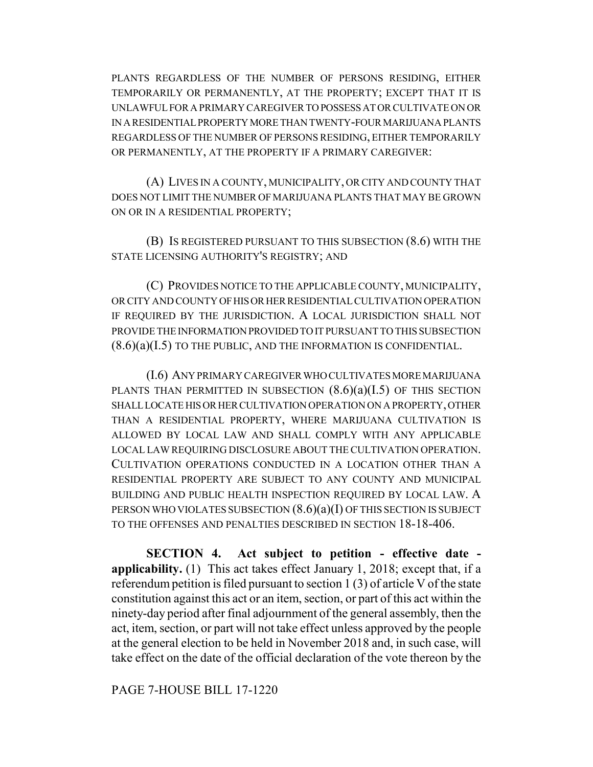PLANTS REGARDLESS OF THE NUMBER OF PERSONS RESIDING, EITHER TEMPORARILY OR PERMANENTLY, AT THE PROPERTY; EXCEPT THAT IT IS UNLAWFUL FOR A PRIMARY CAREGIVER TO POSSESS AT OR CULTIVATE ON OR IN A RESIDENTIAL PROPERTY MORE THAN TWENTY-FOUR MARIJUANA PLANTS REGARDLESS OF THE NUMBER OF PERSONS RESIDING, EITHER TEMPORARILY OR PERMANENTLY, AT THE PROPERTY IF A PRIMARY CAREGIVER:

(A) LIVES IN A COUNTY, MUNICIPALITY, OR CITY AND COUNTY THAT DOES NOT LIMIT THE NUMBER OF MARIJUANA PLANTS THAT MAY BE GROWN ON OR IN A RESIDENTIAL PROPERTY;

(B) IS REGISTERED PURSUANT TO THIS SUBSECTION (8.6) WITH THE STATE LICENSING AUTHORITY'S REGISTRY; AND

(C) PROVIDES NOTICE TO THE APPLICABLE COUNTY, MUNICIPALITY, OR CITY AND COUNTY OF HIS OR HER RESIDENTIAL CULTIVATION OPERATION IF REQUIRED BY THE JURISDICTION. A LOCAL JURISDICTION SHALL NOT PROVIDE THE INFORMATION PROVIDED TO IT PURSUANT TO THIS SUBSECTION (8.6)(a)(I.5) TO THE PUBLIC, AND THE INFORMATION IS CONFIDENTIAL.

(I.6) ANY PRIMARY CAREGIVER WHO CULTIVATES MORE MARIJUANA PLANTS THAN PERMITTED IN SUBSECTION (8.6)(a)(I.5) OF THIS SECTION SHALL LOCATE HIS OR HER CULTIVATION OPERATION ON A PROPERTY, OTHER THAN A RESIDENTIAL PROPERTY, WHERE MARIJUANA CULTIVATION IS ALLOWED BY LOCAL LAW AND SHALL COMPLY WITH ANY APPLICABLE LOCAL LAW REQUIRING DISCLOSURE ABOUT THE CULTIVATION OPERATION. CULTIVATION OPERATIONS CONDUCTED IN A LOCATION OTHER THAN A RESIDENTIAL PROPERTY ARE SUBJECT TO ANY COUNTY AND MUNICIPAL BUILDING AND PUBLIC HEALTH INSPECTION REQUIRED BY LOCAL LAW. A PERSON WHO VIOLATES SUBSECTION (8.6)(a)(I) OF THIS SECTION IS SUBJECT TO THE OFFENSES AND PENALTIES DESCRIBED IN SECTION 18-18-406.

**SECTION 4. Act subject to petition - effective date - applicability.** (1) This act takes effect January 1, 2018; except that, if a referendum petition is filed pursuant to section 1 (3) of article V of the state constitution against this act or an item, section, or part of this act within the ninety-day period after final adjournment of the general assembly, then the act, item, section, or part will not take effect unless approved by the people at the general election to be held in November 2018 and, in such case, will take effect on the date of the official declaration of the vote thereon by the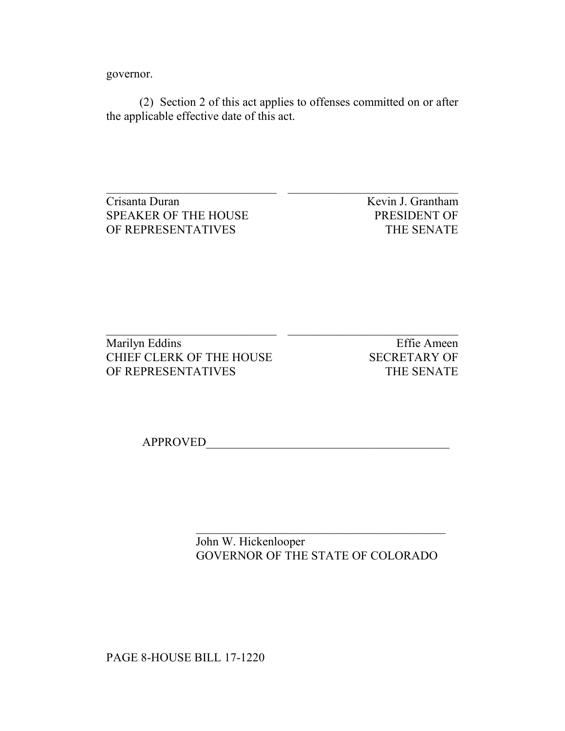governor.

(2) Section 2 of this act applies to offenses committed on or after the applicable effective date of this act.

\_\_\_\_\_\_\_\_\_\_\_\_\_\_\_\_\_\_\_\_\_\_\_\_\_\_\_\_ \_\_\_\_\_\_\_\_\_\_\_\_\_\_\_\_\_\_\_\_\_\_\_\_\_\_\_\_

Crisanta Duran
SPEAKER OF THE HOUSE
OF REPRESENTATIVES

Kevin J. Grantham
PRESIDENT OF
THE SENATE

\_\_\_\_\_\_\_\_\_\_\_\_\_\_\_\_\_\_\_\_\_\_\_\_\_\_\_\_ \_\_\_\_\_\_\_\_\_\_\_\_\_\_\_\_\_\_\_\_\_\_\_\_\_\_\_\_

Marilyn Eddins
CHIEF CLERK OF THE HOUSE
OF REPRESENTATIVES

Effie Ameen
SECRETARY OF
THE SENATE

APPROVED\_\_\_\_\_\_\_\_\_\_\_\_\_\_\_\_\_\_\_\_\_\_\_\_\_\_\_\_\_\_\_\_\_\_\_\_\_\_\_\_

\_\_\_\_\_\_\_\_\_\_\_\_\_\_\_\_\_\_\_\_\_\_\_\_\_\_\_\_\_\_\_\_\_\_\_\_\_\_\_\_

John W. Hickenlooper
GOVERNOR OF THE STATE OF COLORADO

PAGE 8-HOUSE BILL 17-1220